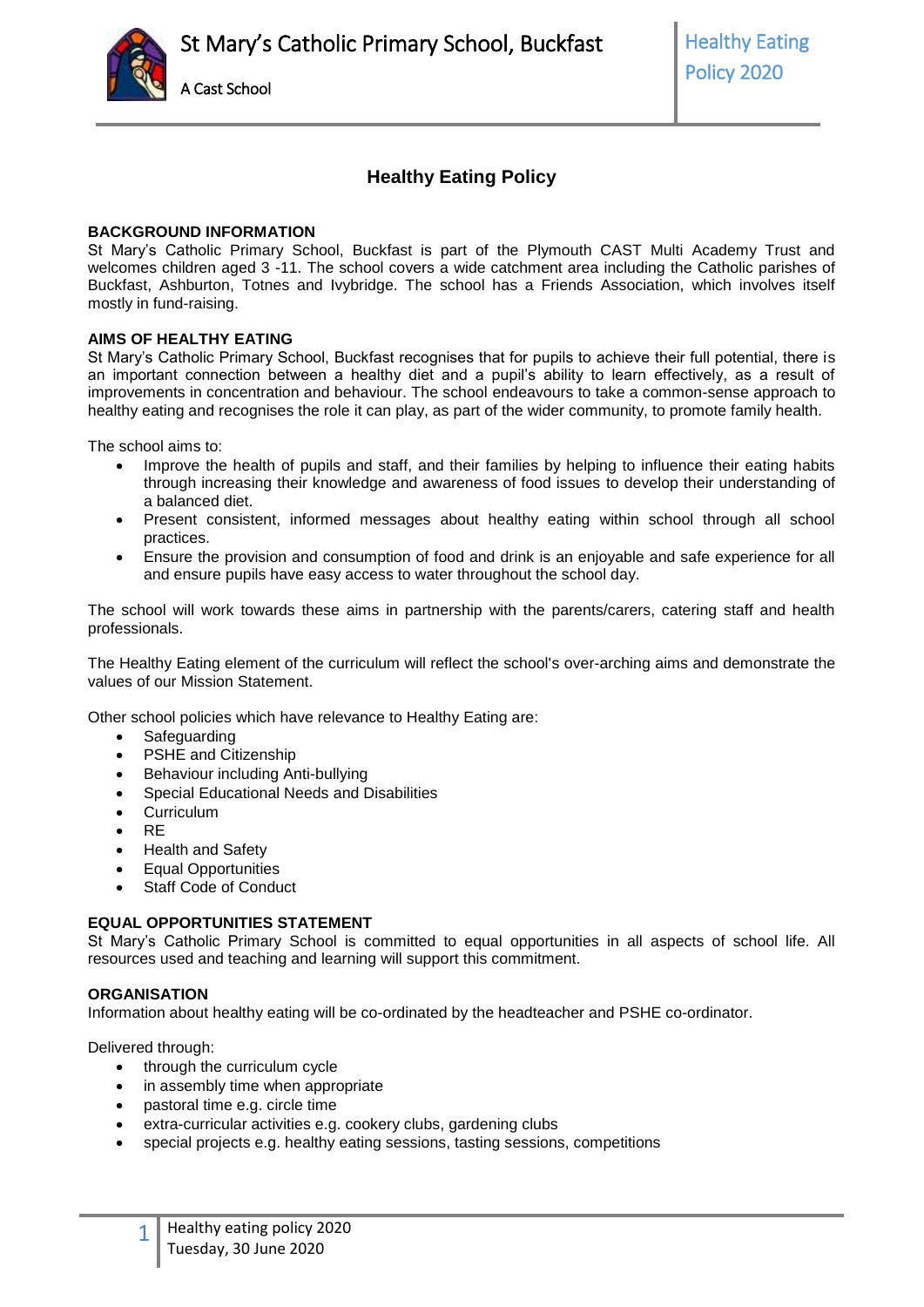# Healthy Eating Policy

## BACKGROUND INFORMATION

St Mary's Catholic Primary School, Buckfast is part of the Plymouth CAST Multi Academy Trust and welcomes children aged 3 -11. The school covers a wide catchment area including the Catholic parishes of Buckfast, Ashburton, Totnes and Ivybridge. The school has a Friends Association, which involves itself mostly in fund-raising.

## AIMS OF HEALTHY EATING

St Mary's Catholic Primary School, Buckfast recognises that for pupils to achieve their full potential, there is an important connection between a healthy diet and a pupil's ability to learn effectively, as a result of improvements in concentration and behaviour. The school endeavours to take a common-sense approach to healthy eating and recognises the role it can play, as part of the wider community, to promote family health.

The school aims to:

- Improve the health of pupils and staff, and their families by helping to influence their eating habits through increasing their knowledge and awareness of food issues to develop their understanding of a balanced diet.
- Present consistent, informed messages about healthy eating within school through all school practices.
- Ensure the provision and consumption of food and drink is an enjoyable and safe experience for all and ensure pupils have easy access to water throughout the school day.

The school will work towards these aims in partnership with the parents/carers, catering staff and health professionals.

The Healthy Eating element of the curriculum will reflect the school's over-arching aims and demonstrate the values of our Mission Statement.

Other school policies which have relevance to Healthy Eating are:

- Safeguarding
- PSHE and Citizenship
- Behaviour including Anti-bullying
- Special Educational Needs and Disabilities
- Curriculum
- RE
- Health and Safety
- Equal Opportunities
- Staff Code of Conduct

## EQUAL OPPORTUNITIES STATEMENT

St Mary's Catholic Primary School is committed to equal opportunities in all aspects of school life. All resources used and teaching and learning will support this commitment.

## ORGANISATION

Information about healthy eating will be co-ordinated by the headteacher and PSHE co-ordinator.

Delivered through:

- through the curriculum cycle
- in assembly time when appropriate
- pastoral time e.g. circle time
- extra-curricular activities e.g. cookery clubs, gardening clubs
- special projects e.g. healthy eating sessions, tasting sessions, competitions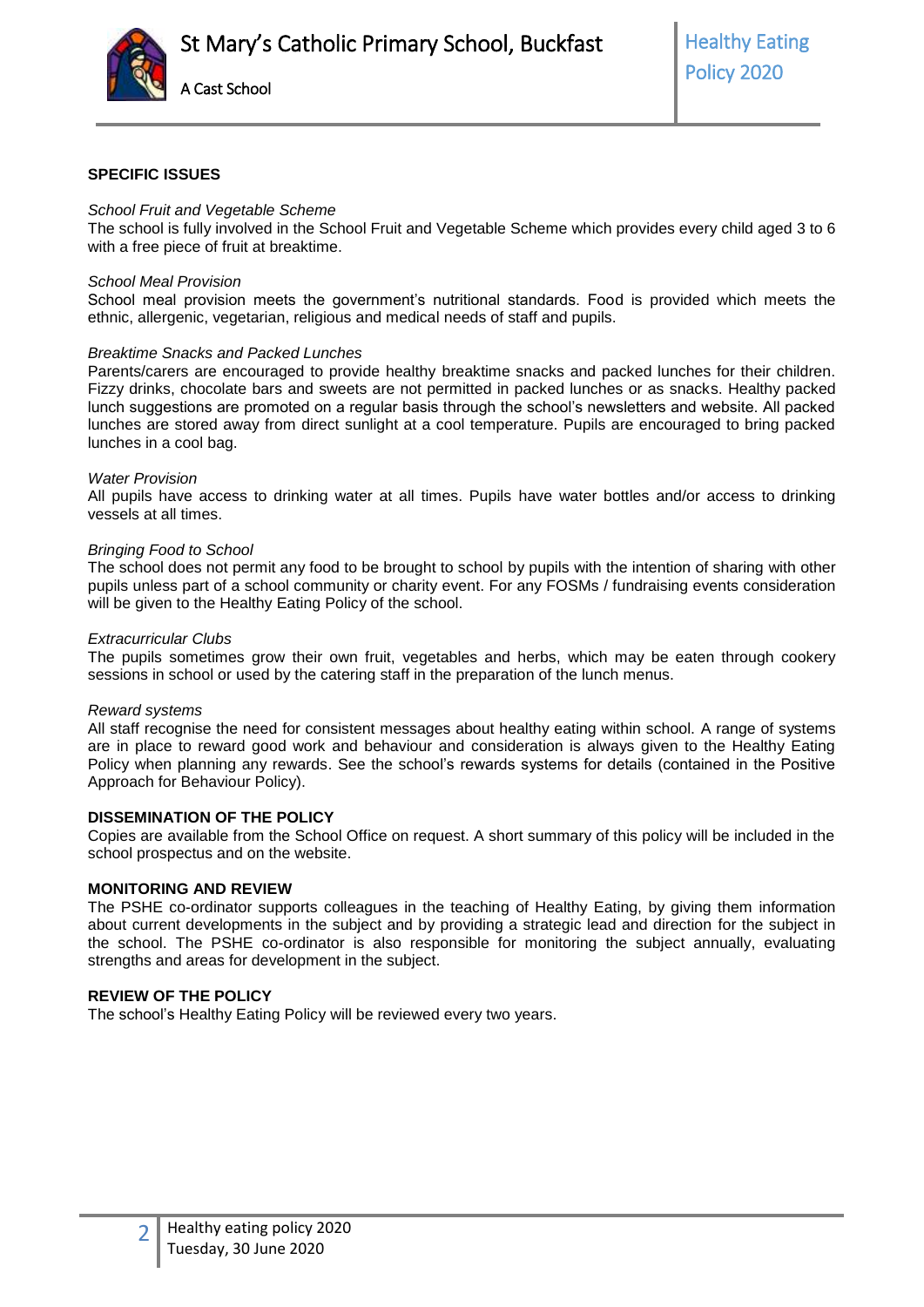## SPECIFIC ISSUES

*School Fruit and Vegetable Scheme*

The school is fully involved in the School Fruit and Vegetable Scheme which provides every child aged 3 to 6 with a free piece of fruit at breaktime.

*School Meal Provision*

School meal provision meets the government's nutritional standards. Food is provided which meets the ethnic, allergenic, vegetarian, religious and medical needs of staff and pupils.

*Breaktime Snacks and Packed Lunches*

Parents/carers are encouraged to provide healthy breaktime snacks and packed lunches for their children. Fizzy drinks, chocolate bars and sweets are not permitted in packed lunches or as snacks. Healthy packed lunch suggestions are promoted on a regular basis through the school's newsletters and website. All packed lunches are stored away from direct sunlight at a cool temperature. Pupils are encouraged to bring packed lunches in a cool bag.

*Water Provision*

All pupils have access to drinking water at all times. Pupils have water bottles and/or access to drinking vessels at all times.

*Bringing Food to School*

The school does not permit any food to be brought to school by pupils with the intention of sharing with other pupils unless part of a school community or charity event. For any FOSMs / fundraising events consideration will be given to the Healthy Eating Policy of the school.

*Extracurricular Clubs*

The pupils sometimes grow their own fruit, vegetables and herbs, which may be eaten through cookery sessions in school or used by the catering staff in the preparation of the lunch menus.

*Reward systems*

All staff recognise the need for consistent messages about healthy eating within school. A range of systems are in place to reward good work and behaviour and consideration is always given to the Healthy Eating Policy when planning any rewards. See the school's rewards systems for details (contained in the Positive Approach for Behaviour Policy).

## DISSEMINATION OF THE POLICY

Copies are available from the School Office on request. A short summary of this policy will be included in the school prospectus and on the website.

## MONITORING AND REVIEW

The PSHE co-ordinator supports colleagues in the teaching of Healthy Eating, by giving them information about current developments in the subject and by providing a strategic lead and direction for the subject in the school. The PSHE co-ordinator is also responsible for monitoring the subject annually, evaluating strengths and areas for development in the subject.

## REVIEW OF THE POLICY

The school's Healthy Eating Policy will be reviewed every two years.